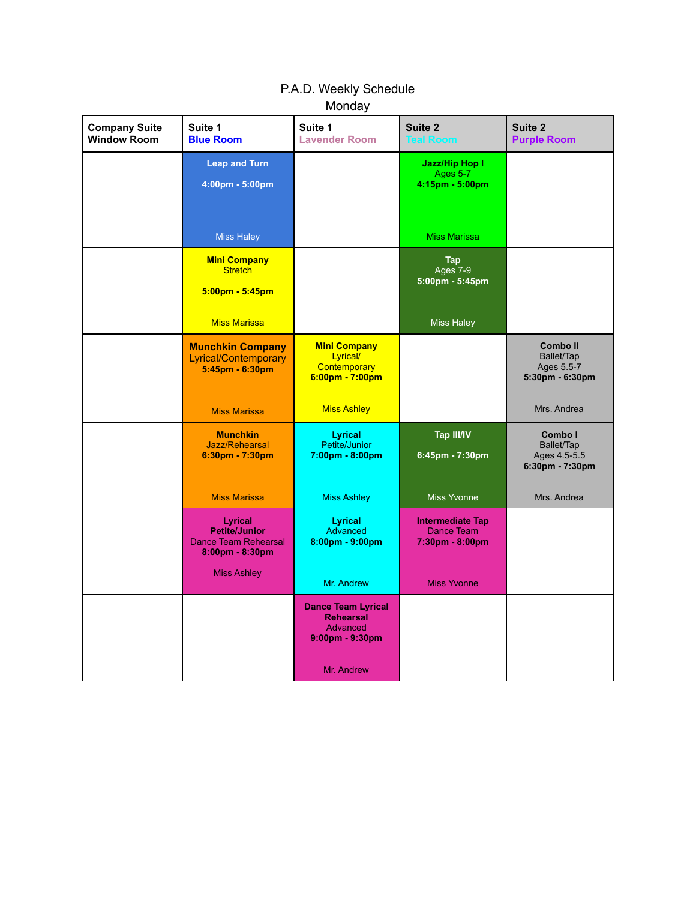# P.A.D. Weekly Schedule

## Monday

| Company Suite Window Room | Suite 1 Blue Room | Suite 1 Lavender Room | Suite 2 Teal Room | Suite 2 Purple Room |
|---|---|---|---|---|
| | **Leap and Turn** **4:00pm - 5:00pm** Miss Haley | | **Jazz/Hip Hop I** Ages 5-7 **4:15pm - 5:00pm** Miss Marissa | |
| | **Mini Company** Stretch **5:00pm - 5:45pm** Miss Marissa | | **Tap** Ages 7-9 **5:00pm - 5:45pm** Miss Haley | |
| | **Munchkin Company** Lyrical/Contemporary **5:45pm - 6:30pm** Miss Marissa | **Mini Company** Lyrical/ Contemporary **6:00pm - 7:00pm** Miss Ashley | | **Combo II** Ballet/Tap Ages 5.5-7 **5:30pm - 6:30pm** Mrs. Andrea |
| | **Munchkin** Jazz/Rehearsal **6:30pm - 7:30pm** Miss Marissa | **Lyrical** Petite/Junior **7:00pm - 8:00pm** Miss Ashley | **Tap III/IV** **6:45pm - 7:30pm** Miss Yvonne | **Combo I** Ballet/Tap Ages 4.5-5.5 **6:30pm - 7:30pm** Mrs. Andrea |
| | **Lyrical Petite/Junior** Dance Team Rehearsal **8:00pm - 8:30pm** Miss Ashley | **Lyrical** Advanced **8:00pm - 9:00pm** Mr. Andrew | **Intermediate Tap** Dance Team **7:30pm - 8:00pm** Miss Yvonne | |
| | | **Dance Team Lyrical Rehearsal** Advanced **9:00pm - 9:30pm** Mr. Andrew | | |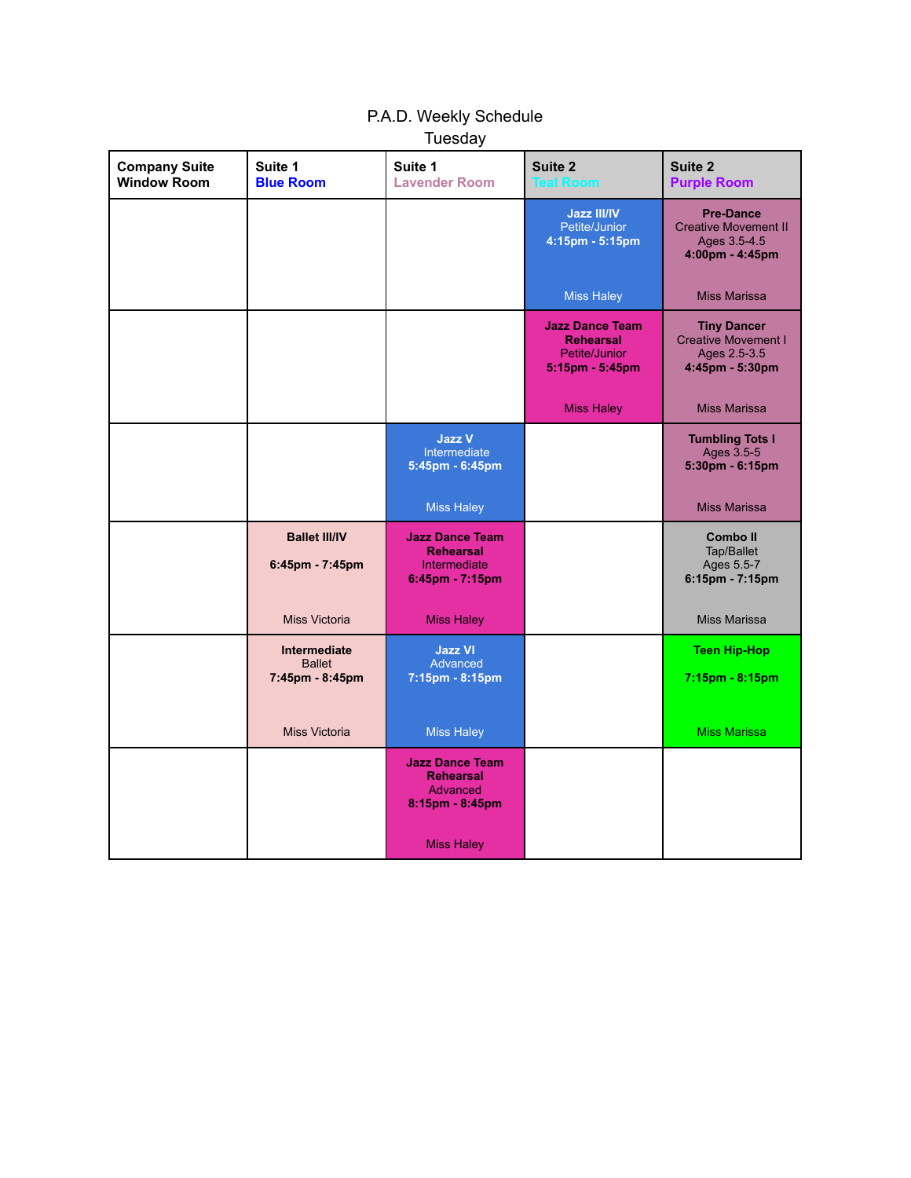# P.A.D. Weekly Schedule

## Tuesday

| Company Suite Window Room | Suite 1 Blue Room | Suite 1 Lavender Room | Suite 2 Teal Room | Suite 2 Purple Room |
|---|---|---|---|---|
| | | | **Jazz III/IV** Petite/Junior **4:15pm - 5:15pm** Miss Haley | **Pre-Dance** Creative Movement II Ages 3.5-4.5 **4:00pm - 4:45pm** Miss Marissa |
| | | | **Jazz Dance Team Rehearsal** Petite/Junior **5:15pm - 5:45pm** Miss Haley | **Tiny Dancer** Creative Movement I Ages 2.5-3.5 **4:45pm - 5:30pm** Miss Marissa |
| | | **Jazz V** Intermediate **5:45pm - 6:45pm** Miss Haley | | **Tumbling Tots I** Ages 3.5-5 **5:30pm - 6:15pm** Miss Marissa |
| | **Ballet III/IV** **6:45pm - 7:45pm** Miss Victoria | **Jazz Dance Team Rehearsal** Intermediate **6:45pm - 7:15pm** Miss Haley | | **Combo II** Tap/Ballet Ages 5.5-7 **6:15pm - 7:15pm** Miss Marissa |
| | **Intermediate** Ballet **7:45pm - 8:45pm** Miss Victoria | **Jazz VI** Advanced **7:15pm - 8:15pm** Miss Haley | | **Teen Hip-Hop** **7:15pm - 8:15pm** Miss Marissa |
| | | **Jazz Dance Team Rehearsal** Advanced **8:15pm - 8:45pm** Miss Haley | | |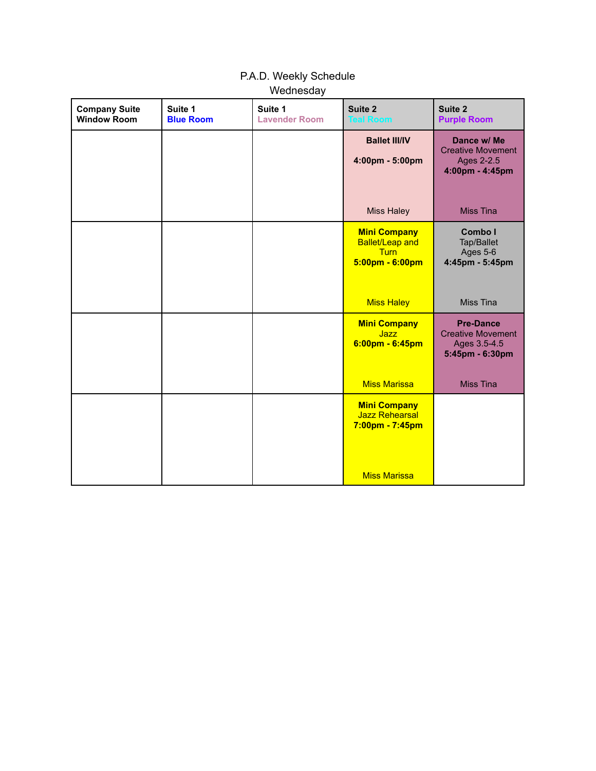# P.A.D. Weekly Schedule

## Wednesday

| Company Suite Window Room | Suite 1 Blue Room | Suite 1 Lavender Room | Suite 2 Teal Room | Suite 2 Purple Room |
|---|---|---|---|---|
| | | | **Ballet III/IV** **4:00pm - 5:00pm** Miss Haley | **Dance w/ Me** Creative Movement Ages 2-2.5 **4:00pm - 4:45pm** Miss Tina |
| | | | **Mini Company** Ballet/Leap and Turn **5:00pm - 6:00pm** Miss Haley | **Combo I** Tap/Ballet Ages 5-6 **4:45pm - 5:45pm** Miss Tina |
| | | | **Mini Company** Jazz **6:00pm - 6:45pm** Miss Marissa | **Pre-Dance** Creative Movement Ages 3.5-4.5 **5:45pm - 6:30pm** Miss Tina |
| | | | **Mini Company** Jazz Rehearsal **7:00pm - 7:45pm** Miss Marissa | |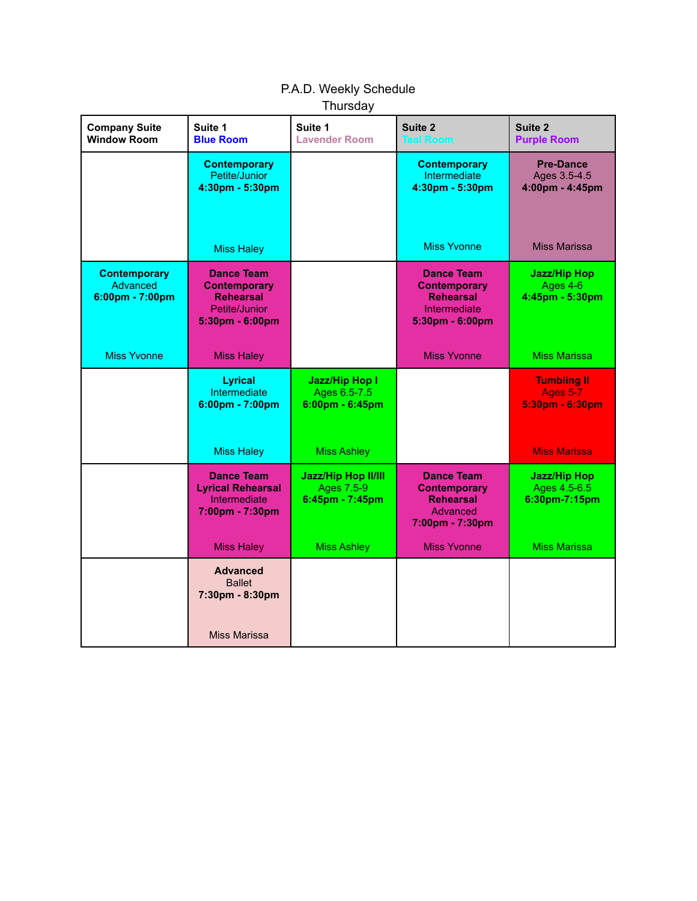P.A.D. Weekly Schedule

Thursday

| Company Suite Window Room | Suite 1 Blue Room | Suite 1 Lavender Room | Suite 2 Teal Room | Suite 2 Purple Room |
|---|---|---|---|---|
| | **Contemporary** Petite/Junior **4:30pm - 5:30pm** Miss Haley | | **Contemporary** Intermediate **4:30pm - 5:30pm** Miss Yvonne | **Pre-Dance** Ages 3.5-4.5 **4:00pm - 4:45pm** Miss Marissa |
| **Contemporary** Advanced **6:00pm - 7:00pm** Miss Yvonne | **Dance Team Contemporary Rehearsal** Petite/Junior **5:30pm - 6:00pm** Miss Haley | | **Dance Team Contemporary Rehearsal** Intermediate **5:30pm - 6:00pm** Miss Yvonne | **Jazz/Hip Hop** Ages 4-6 **4:45pm - 5:30pm** Miss Marissa |
| | **Lyrical** Intermediate **6:00pm - 7:00pm** Miss Haley | **Jazz/Hip Hop I** Ages 6.5-7.5 **6:00pm - 6:45pm** Miss Ashley | | **Tumbling II** Ages 5-7 **5:30pm - 6:30pm** Miss Marissa |
| | **Dance Team Lyrical Rehearsal** Intermediate **7:00pm - 7:30pm** Miss Haley | **Jazz/Hip Hop II/III** Ages 7.5-9 **6:45pm - 7:45pm** Miss Ashley | **Dance Team Contemporary Rehearsal** Advanced **7:00pm - 7:30pm** Miss Yvonne | **Jazz/Hip Hop** Ages 4.5-6.5 **6:30pm-7:15pm** Miss Marissa |
| | **Advanced** Ballet **7:30pm - 8:30pm** Miss Marissa | | | |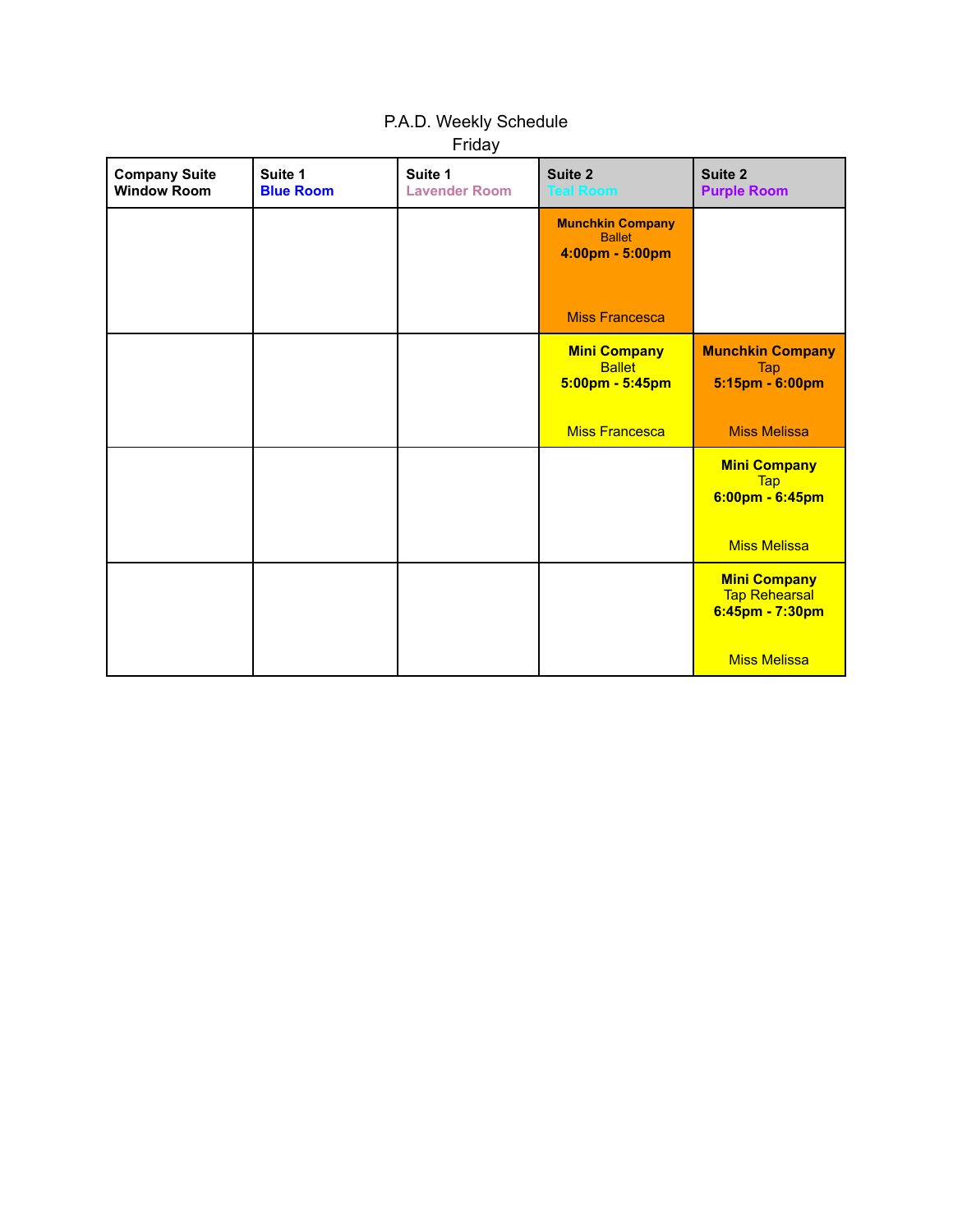# P.A.D. Weekly Schedule

## Friday

| Company Suite Window Room | Suite 1 Blue Room | Suite 1 Lavender Room | Suite 2 Teal Room | Suite 2 Purple Room |
|---|---|---|---|---|
| | | | **Munchkin Company** Ballet **4:00pm - 5:00pm** Miss Francesca | |
| | | | **Mini Company** Ballet **5:00pm - 5:45pm** Miss Francesca | **Munchkin Company** Tap **5:15pm - 6:00pm** Miss Melissa |
| | | | | **Mini Company** Tap **6:00pm - 6:45pm** Miss Melissa |
| | | | | **Mini Company** Tap Rehearsal **6:45pm - 7:30pm** Miss Melissa |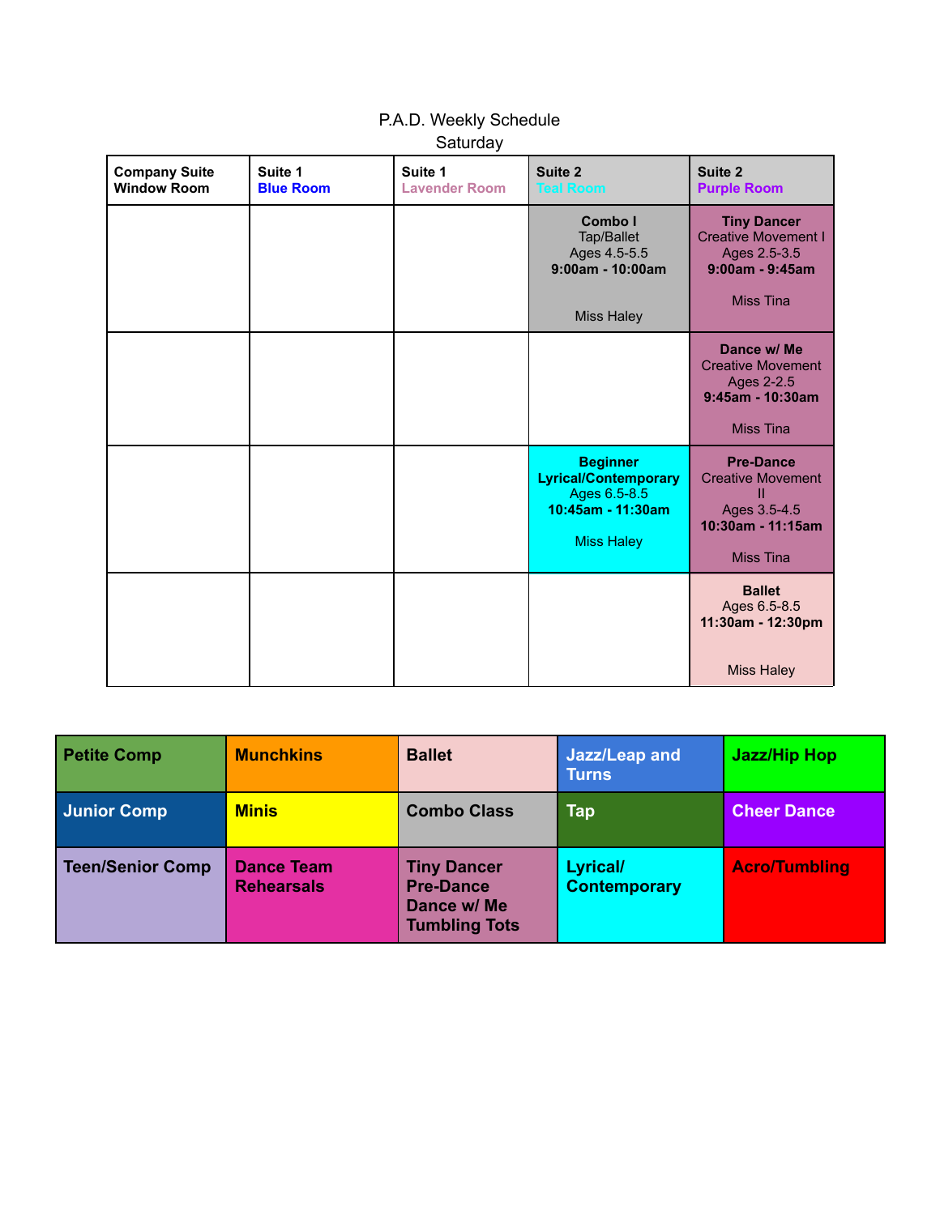P.A.D. Weekly Schedule
Saturday

| Company Suite Window Room | Suite 1 Blue Room | Suite 1 Lavender Room | Suite 2 Teal Room | Suite 2 Purple Room |
|---|---|---|---|---|
| | | | **Combo I** Tap/Ballet Ages 4.5-5.5 **9:00am - 10:00am** Miss Haley | **Tiny Dancer** Creative Movement I Ages 2.5-3.5 **9:00am - 9:45am** Miss Tina |
| | | | | **Dance w/ Me** Creative Movement Ages 2-2.5 **9:45am - 10:30am** Miss Tina |
| | | | **Beginner Lyrical/Contemporary** Ages 6.5-8.5 **10:45am - 11:30am** Miss Haley | **Pre-Dance** Creative Movement II Ages 3.5-4.5 **10:30am - 11:15am** Miss Tina |
| | | | | **Ballet** Ages 6.5-8.5 **11:30am - 12:30pm** Miss Haley |

| | | | | |
|---|---|---|---|---|
| **Petite Comp** | **Munchkins** | **Ballet** | **Jazz/Leap and Turns** | **Jazz/Hip Hop** |
| **Junior Comp** | **Minis** | **Combo Class** | **Tap** | **Cheer Dance** |
| **Teen/Senior Comp** | **Dance Team Rehearsals** | **Tiny Dancer Pre-Dance Dance w/ Me Tumbling Tots** | **Lyrical/ Contemporary** | **Acro/Tumbling** |